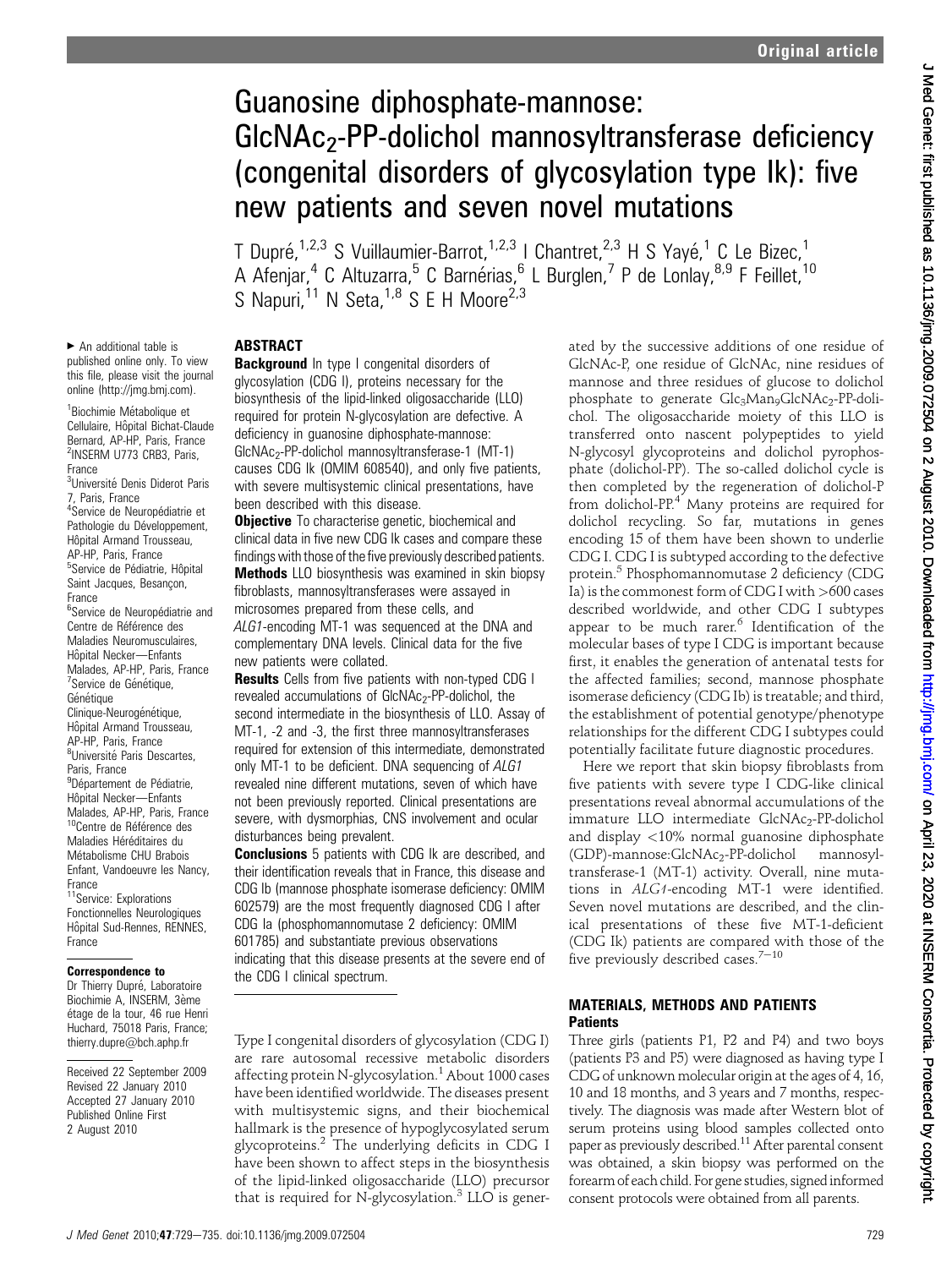# Guanosine diphosphate-mannose: $GlcNAc_2$-PP-dolichol mannosyltransferase deficiency (congenital disorders of glycosylation type Ik): five new patients and seven novel mutations

T Dupré,[1,2,3] S Vuillaumier-Barrot,[1,2,3] I Chantret,[2,3] H S Yayé,[1] C Le Bizec,[1] A Afenjar,[4] C Altuzarra,[5] C Barnérias,[6] L Burglen,[7] P de Lonlay,[8,9] F Feillet,[10] S Napuri,[11] N Seta,[1,8] S E H Moore[2,3]

► An additional table is published online only. To view this file, please visit the journal online (http://jmg.bmj.com).

[1]Biochimie Métabolique et Cellulaire, Hôpital Bichat-Claude Bernard, AP-HP, Paris, France
[2]INSERM U773 CRB3, Paris, France
[3]Université Denis Diderot Paris 7, Paris, France
[4]Service de Neuropédiatrie et Pathologie du Développement, Hôpital Armand Trousseau, AP-HP, Paris, France
[5]Service de Pédiatrie, Hôpital Saint Jacques, Besançon, France
[6]Service de Neuropédiatrie and Centre de Référence des Maladies Neuromusculaires, Hôpital Necker—Enfants Malades, AP-HP, Paris, France
[7]Service de Génétique, Génétique Clinique-Neurogénétique, Hôpital Armand Trousseau, AP-HP, Paris, France
[8]Université Paris Descartes, Paris, France
[9]Département de Pédiatrie, Hôpital Necker—Enfants Malades, AP-HP, Paris, France
[10]Centre de Référence des Maladies Héréditaires du Métabolisme CHU Brabois Enfant, Vandoeuvre les Nancy, France
[11]Service: Explorations Fonctionnelles Neurologiques Hôpital Sud-Rennes, RENNES, France

**Correspondence to**
Dr Thierry Dupré, Laboratoire Biochimie A, INSERM, 3ème étage de la tour, 46 rue Henri Huchard, 75018 Paris, France; thierry.dupre@bch.aphp.fr

Received 22 September 2009
Revised 22 January 2010
Accepted 27 January 2010
Published Online First 2 August 2010

## ABSTRACT

**Background** In type I congenital disorders of glycosylation (CDG I), proteins necessary for the biosynthesis of the lipid-linked oligosaccharide (LLO) required for protein N-glycosylation are defective. A deficiency in guanosine diphosphate-mannose: $GlcNAc_2$-PP-dolichol mannosyltransferase-1 (MT-1) causes CDG Ik (OMIM 608540), and only five patients, with severe multisystemic clinical presentations, have been described with this disease.

**Objective** To characterise genetic, biochemical and clinical data in five new CDG Ik cases and compare these findings with those of the five previously described patients.

**Methods** LLO biosynthesis was examined in skin biopsy fibroblasts, mannosyltransferases were assayed in microsomes prepared from these cells, and *ALG1*-encoding MT-1 was sequenced at the DNA and complementary DNA levels. Clinical data for the five new patients were collated.

**Results** Cells from five patients with non-typed CDG I revealed accumulations of $GlcNAc_2$-PP-dolichol, the second intermediate in the biosynthesis of LLO. Assay of MT-1, -2 and -3, the first three mannosyltransferases required for extension of this intermediate, demonstrated only MT-1 to be deficient. DNA sequencing of *ALG1* revealed nine different mutations, seven of which have not been previously reported. Clinical presentations are severe, with dysmorphias, CNS involvement and ocular disturbances being prevalent.

**Conclusions** 5 patients with CDG Ik are described, and their identification reveals that in France, this disease and CDG Ib (mannose phosphate isomerase deficiency: OMIM 602579) are the most frequently diagnosed CDG I after CDG Ia (phosphomannomutase 2 deficiency: OMIM 601785) and substantiate previous observations indicating that this disease presents at the severe end of the CDG I clinical spectrum.

Type I congenital disorders of glycosylation (CDG I) are rare autosomal recessive metabolic disorders affecting protein N-glycosylation.[1] About 1000 cases have been identified worldwide. The diseases present with multisystemic signs, and their biochemical hallmark is the presence of hypoglycosylated serum glycoproteins.[2] The underlying deficits in CDG I have been shown to affect steps in the biosynthesis of the lipid-linked oligosaccharide (LLO) precursor that is required for N-glycosylation.[3] LLO is generated by the successive additions of one residue of GlcNAc-P, one residue of GlcNAc, nine residues of mannose and three residues of glucose to dolichol phosphate to generate $Glc_3Man_9GlcNAc_2$-PP-dolichol. The oligosaccharide moiety of this LLO is transferred onto nascent polypeptides to yield N-glycosyl glycoproteins and dolichol pyrophosphate (dolichol-PP). The so-called dolichol cycle is then completed by the regeneration of dolichol-P from dolichol-PP.[4] Many proteins are required for dolichol recycling. So far, mutations in genes encoding 15 of them have been shown to underlie CDG I. CDG I is subtyped according to the defective protein.[5] Phosphomannomutase 2 deficiency (CDG Ia) is the commonest form of CDG I with >600 cases described worldwide, and other CDG I subtypes appear to be much rarer.[6] Identification of the molecular bases of type I CDG is important because first, it enables the generation of antenatal tests for the affected families; second, mannose phosphate isomerase deficiency (CDG Ib) is treatable; and third, the establishment of potential genotype/phenotype relationships for the different CDG I subtypes could potentially facilitate future diagnostic procedures.

Here we report that skin biopsy fibroblasts from five patients with severe type I CDG-like clinical presentations reveal abnormal accumulations of the immature LLO intermediate $GlcNAc_2$-PP-dolichol and display <10% normal guanosine diphosphate (GDP)-mannose:$GlcNAc_2$-PP-dolichol mannosyltransferase-1 (MT-1) activity. Overall, nine mutations in *ALG1*-encoding MT-1 were identified. Seven novel mutations are described, and the clinical presentations of these five MT-1-deficient (CDG Ik) patients are compared with those of the five previously described cases.[7–10]

## MATERIALS, METHODS AND PATIENTS

### Patients

Three girls (patients P1, P2 and P4) and two boys (patients P3 and P5) were diagnosed as having type I CDG of unknown molecular origin at the ages of 4, 16, 10 and 18 months, and 3 years and 7 months, respectively. The diagnosis was made after Western blot of serum proteins using blood samples collected onto paper as previously described.[11] After parental consent was obtained, a skin biopsy was performed on the forearm of each child. For gene studies, signed informed consent protocols were obtained from all parents.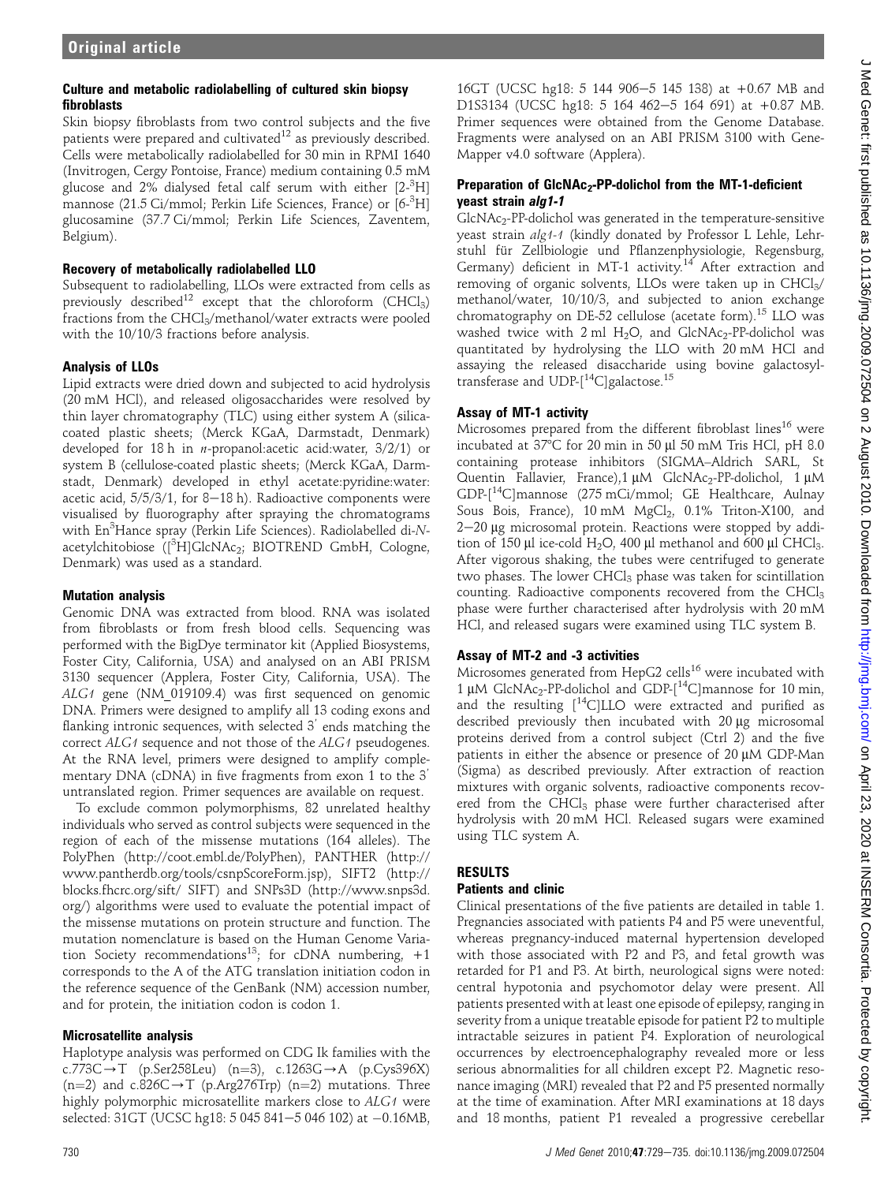### Culture and metabolic radiolabelling of cultured skin biopsy fibroblasts

Skin biopsy fibroblasts from two control subjects and the five patients were prepared and cultivated[12] as previously described. Cells were metabolically radiolabelled for 30 min in RPMI 1640 (Invitrogen, Cergy Pontoise, France) medium containing 0.5 mM glucose and 2% dialysed fetal calf serum with either [2-$^{3}$H] mannose (21.5 Ci/mmol; Perkin Life Sciences, France) or [6-$^{3}$H] glucosamine (37.7 Ci/mmol; Perkin Life Sciences, Zaventem, Belgium).

### Recovery of metabolically radiolabelled LLO

Subsequent to radiolabelling, LLOs were extracted from cells as previously described[12] except that the chloroform ($CHCl_3$) fractions from the $CHCl_3$/methanol/water extracts were pooled with the 10/10/3 fractions before analysis.

### Analysis of LLOs

Lipid extracts were dried down and subjected to acid hydrolysis (20 mM HCl), and released oligosaccharides were resolved by thin layer chromatography (TLC) using either system A (silica-coated plastic sheets; (Merck KGaA, Darmstadt, Denmark) developed for 18 h in *n*-propanol:acetic acid:water, 3/2/1) or system B (cellulose-coated plastic sheets; (Merck KGaA, Darmstadt, Denmark) developed in ethyl acetate:pyridine:water: acetic acid, 5/5/3/1, for 8−18 h). Radioactive components were visualised by fluorography after spraying the chromatograms with En$^{3}$Hance spray (Perkin Life Sciences). Radiolabelled di-*N*-acetylchitobiose ([$^{3}$H]GlcNAc$_2$; BIOTREND GmbH, Cologne, Denmark) was used as a standard.

### Mutation analysis

Genomic DNA was extracted from blood. RNA was isolated from fibroblasts or from fresh blood cells. Sequencing was performed with the BigDye terminator kit (Applied Biosystems, Foster City, California, USA) and analysed on an ABI PRISM 3130 sequencer (Applera, Foster City, California, USA). The *ALG1* gene (NM_019109.4) was first sequenced on genomic DNA. Primers were designed to amplify all 13 coding exons and flanking intronic sequences, with selected 3′ ends matching the correct *ALG1* sequence and not those of the *ALG1* pseudogenes. At the RNA level, primers were designed to amplify complementary DNA (cDNA) in five fragments from exon 1 to the 3′ untranslated region. Primer sequences are available on request.

To exclude common polymorphisms, 82 unrelated healthy individuals who served as control subjects were sequenced in the region of each of the missense mutations (164 alleles). The PolyPhen (http://coot.embl.de/PolyPhen), PANTHER (http://www.pantherdb.org/tools/csnpScoreForm.jsp), SIFT2 (http://blocks.fhcrc.org/sift/ SIFT) and SNPs3D (http://www.snps3d.org/) algorithms were used to evaluate the potential impact of the missense mutations on protein structure and function. The mutation nomenclature is based on the Human Genome Variation Society recommendations[13]; for cDNA numbering, +1 corresponds to the A of the ATG translation initiation codon in the reference sequence of the GenBank (NM) accession number, and for protein, the initiation codon is codon 1.

### Microsatellite analysis

Haplotype analysis was performed on CDG Ik families with the c.773C→T (p.Ser258Leu) (n=3), c.1263G→A (p.Cys396X) (n=2) and c.826C→T (p.Arg276Trp) (n=2) mutations. Three highly polymorphic microsatellite markers close to *ALG1* were selected: 31GT (UCSC hg18: 5 045 841−5 046 102) at −0.16 MB, 16GT (UCSC hg18: 5 144 906−5 145 138) at +0.67 MB and D1S3134 (UCSC hg18: 5 164 462−5 164 691) at +0.87 MB. Primer sequences were obtained from the Genome Database. Fragments were analysed on an ABI PRISM 3100 with GeneMapper v4.0 software (Applera).

### Preparation of GlcNAc$_2$-PP-dolichol from the MT-1-deficient yeast strain *alg1-1*

GlcNAc$_2$-PP-dolichol was generated in the temperature-sensitive yeast strain *alg1-1* (kindly donated by Professor L Lehle, Lehrstuhl für Zellbiologie und Pflanzenphysiologie, Regensburg, Germany) deficient in MT-1 activity.[14] After extraction and removing of organic solvents, LLOs were taken up in $CHCl_3$/methanol/water, 10/10/3, and subjected to anion exchange chromatography on DE-52 cellulose (acetate form).[15] LLO was washed twice with 2 ml $H_2O$, and GlcNAc$_2$-PP-dolichol was quantitated by hydrolysing the LLO with 20 mM HCl and assaying the released disaccharide using bovine galactosyltransferase and UDP-[$^{14}$C]galactose.[15]

### Assay of MT-1 activity

Microsomes prepared from the different fibroblast lines[16] were incubated at 37°C for 20 min in 50 µl 50 mM Tris HCl, pH 8.0 containing protease inhibitors (SIGMA–Aldrich SARL, St Quentin Fallavier, France), 1 µM GlcNAc$_2$-PP-dolichol, 1 µM GDP-[$^{14}$C]mannose (275 mCi/mmol; GE Healthcare, Aulnay Sous Bois, France), 10 mM $MgCl_2$, 0.1% Triton-X100, and 2−20 µg microsomal protein. Reactions were stopped by addition of 150 µl ice-cold $H_2O$, 400 µl methanol and 600 µl $CHCl_3$. After vigorous shaking, the tubes were centrifuged to generate two phases. The lower $CHCl_3$ phase was taken for scintillation counting. Radioactive components recovered from the $CHCl_3$ phase were further characterised after hydrolysis with 20 mM HCl, and released sugars were examined using TLC system B.

### Assay of MT-2 and -3 activities

Microsomes generated from HepG2 cells[16] were incubated with 1 µM GlcNAc$_2$-PP-dolichol and GDP-[$^{14}$C]mannose for 10 min, and the resulting [$^{14}$C]LLO were extracted and purified as described previously then incubated with 20 µg microsomal proteins derived from a control subject (Ctrl 2) and the five patients in either the absence or presence of 20 µM GDP-Man (Sigma) as described previously. After extraction of reaction mixtures with organic solvents, radioactive components recovered from the $CHCl_3$ phase were further characterised after hydrolysis with 20 mM HCl. Released sugars were examined using TLC system A.

## RESULTS

### Patients and clinic

Clinical presentations of the five patients are detailed in table 1. Pregnancies associated with patients P4 and P5 were uneventful, whereas pregnancy-induced maternal hypertension developed with those associated with P2 and P3, and fetal growth was retarded for P1 and P3. At birth, neurological signs were noted: central hypotonia and psychomotor delay were present. All patients presented with at least one episode of epilepsy, ranging in severity from a unique treatable episode for patient P2 to multiple intractable seizures in patient P4. Exploration of neurological occurrences by electroencephalography revealed more or less serious abnormalities for all children except P2. Magnetic resonance imaging (MRI) revealed that P2 and P5 presented normally at the time of examination. After MRI examinations at 18 days and 18 months, patient P1 revealed a progressive cerebellar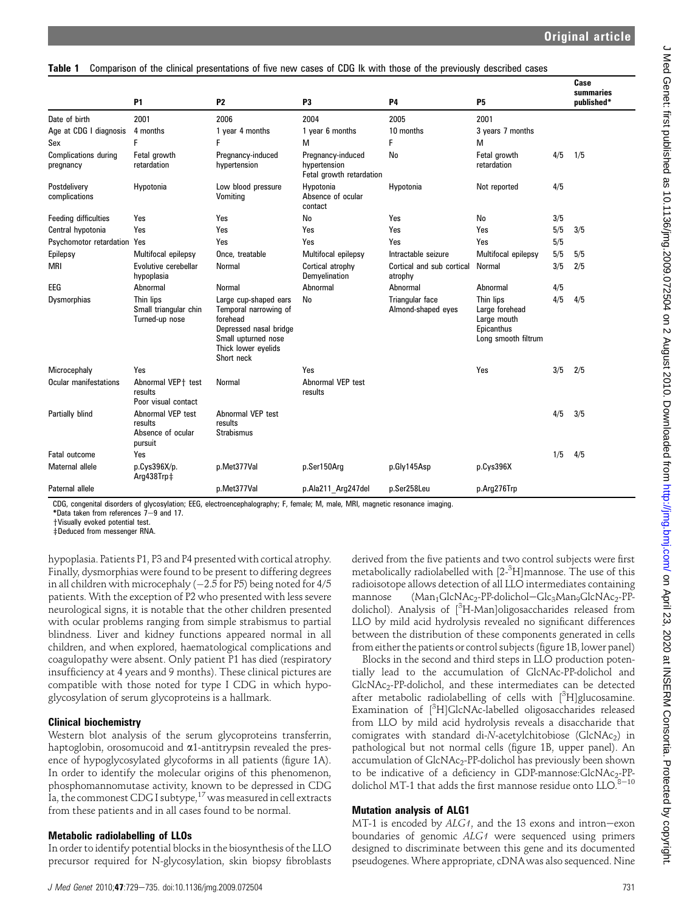**Table 1** Comparison of the clinical presentations of five new cases of CDG Ik with those of the previously described cases

| | P1 | P2 | P3 | P4 | P5 | | Case summaries published* |
|---|---|---|---|---|---|---|---|
| Date of birth | 2001 | 2006 | 2004 | 2005 | 2001 | | |
| Age at CDG I diagnosis | 4 months | 1 year 4 months | 1 year 6 months | 10 months | 3 years 7 months | | |
| Sex | F | F | M | F | M | | |
| Complications during pregnancy | Fetal growth retardation | Pregnancy-induced hypertension | Pregnancy-induced hypertension Fetal growth retardation | No | Fetal growth retardation | 4/5 | 1/5 |
| Postdelivery complications | Hypotonia | Low blood pressure Vomiting | Hypotonia Absence of ocular contact | Hypotonia | Not reported | 4/5 | |
| Feeding difficulties | Yes | Yes | No | Yes | No | 3/5 | |
| Central hypotonia | Yes | Yes | Yes | Yes | Yes | 5/5 | 3/5 |
| Psychomotor retardation | Yes | Yes | Yes | Yes | Yes | 5/5 | |
| Epilepsy | Multifocal epilepsy | Once, treatable | Multifocal epilepsy | Intractable seizure | Multifocal epilepsy | 5/5 | 5/5 |
| MRI | Evolutive cerebellar hypoplasia | Normal | Cortical atrophy Demyelination | Cortical and sub cortical atrophy | Normal | 3/5 | 2/5 |
| EEG | Abnormal | Normal | Abnormal | Abnormal | Abnormal | 4/5 | |
| Dysmorphias | Thin lips Small triangular chin Turned-up nose | Large cup-shaped ears Temporal narrowing of forehead Depressed nasal bridge Small upturned nose Thick lower eyelids Short neck | No | Triangular face Almond-shaped eyes | Thin lips Large forehead Large mouth Epicanthus Long smooth filtrum | 4/5 | 4/5 |
| Microcephaly | Yes | | Yes | | Yes | 3/5 | 2/5 |
| Ocular manifestations | Abnormal VEP† test results Poor visual contact | Normal | Abnormal VEP test results | | | | |
| Partially blind | Abnormal VEP test results Absence of ocular pursuit | Abnormal VEP test results Strabismus | | | | 4/5 | 3/5 |
| Fatal outcome | Yes | | | | | 1/5 | 4/5 |
| Maternal allele | p.Cys396X/p. Arg438Trp‡ | p.Met377Val | p.Ser150Arg | p.Gly145Asp | p.Cys396X | | |
| Paternal allele | | p.Met377Val | p.Ala211_Arg247del | p.Ser258Leu | p.Arg276Trp | | |

CDG, congenital disorders of glycosylation; EEG, electroencephalography; F, female; M, male, MRI, magnetic resonance imaging.
*Data taken from references 7–9 and 17.
†Visually evoked potential test.
‡Deduced from messenger RNA.

hypoplasia. Patients P1, P3 and P4 presented with cortical atrophy. Finally, dysmorphias were found to be present to differing degrees in all children with microcephaly (−2.5 for P5) being noted for 4/5 patients. With the exception of P2 who presented with less severe neurological signs, it is notable that the other children presented with ocular problems ranging from simple strabismus to partial blindness. Liver and kidney functions appeared normal in all children, and when explored, haematological complications and coagulopathy were absent. Only patient P1 has died (respiratory insufficiency at 4 years and 9 months). These clinical pictures are compatible with those noted for type I CDG in which hypoglycosylation of serum glycoproteins is a hallmark.

### Clinical biochemistry

Western blot analysis of the serum glycoproteins transferrin, haptoglobin, orosomucoid and α1-antitrypsin revealed the presence of hypoglycosylated glycoforms in all patients (figure 1A). In order to identify the molecular origins of this phenomenon, phosphomannomutase activity, known to be depressed in CDG Ia, the commonest CDG I subtype,[17] was measured in cell extracts from these patients and in all cases found to be normal.

### Metabolic radiolabelling of LLOs

In order to identify potential blocks in the biosynthesis of the LLO precursor required for N-glycosylation, skin biopsy fibroblasts derived from the five patients and two control subjects were first metabolically radiolabelled with [2-$^{3}$H]mannose. The use of this radioisotope allows detection of all LLO intermediates containing mannose ($Man_1GlcNAc_2$-PP-dolichol−$Glc_3Man_9GlcNAc_2$-PP-dolichol). Analysis of [$^{3}$H-Man]oligosaccharides released from LLO by mild acid hydrolysis revealed no significant differences between the distribution of these components generated in cells from either the patients or control subjects (figure 1B, lower panel)

Blocks in the second and third steps in LLO production potentially lead to the accumulation of GlcNAc-PP-dolichol and $GlcNAc_2$-PP-dolichol, and these intermediates can be detected after metabolic radiolabelling of cells with [$^{3}$H]glucosamine. Examination of [$^{3}$H]GlcNAc-labelled oligosaccharides released from LLO by mild acid hydrolysis reveals a disaccharide that comigrates with standard di-N-acetylchitobiose ($GlcNAc_2$) in pathological but not normal cells (figure 1B, upper panel). An accumulation of $GlcNAc_2$-PP-dolichol has previously been shown to be indicative of a deficiency in GDP-mannose:$GlcNAc_2$-PP-dolichol MT-1 that adds the first mannose residue onto LLO.[8–10]

### Mutation analysis of ALG1

MT-1 is encoded by *ALG1*, and the 13 exons and intron−exon boundaries of genomic *ALG1* were sequenced using primers designed to discriminate between this gene and its documented pseudogenes. Where appropriate, cDNA was also sequenced. Nine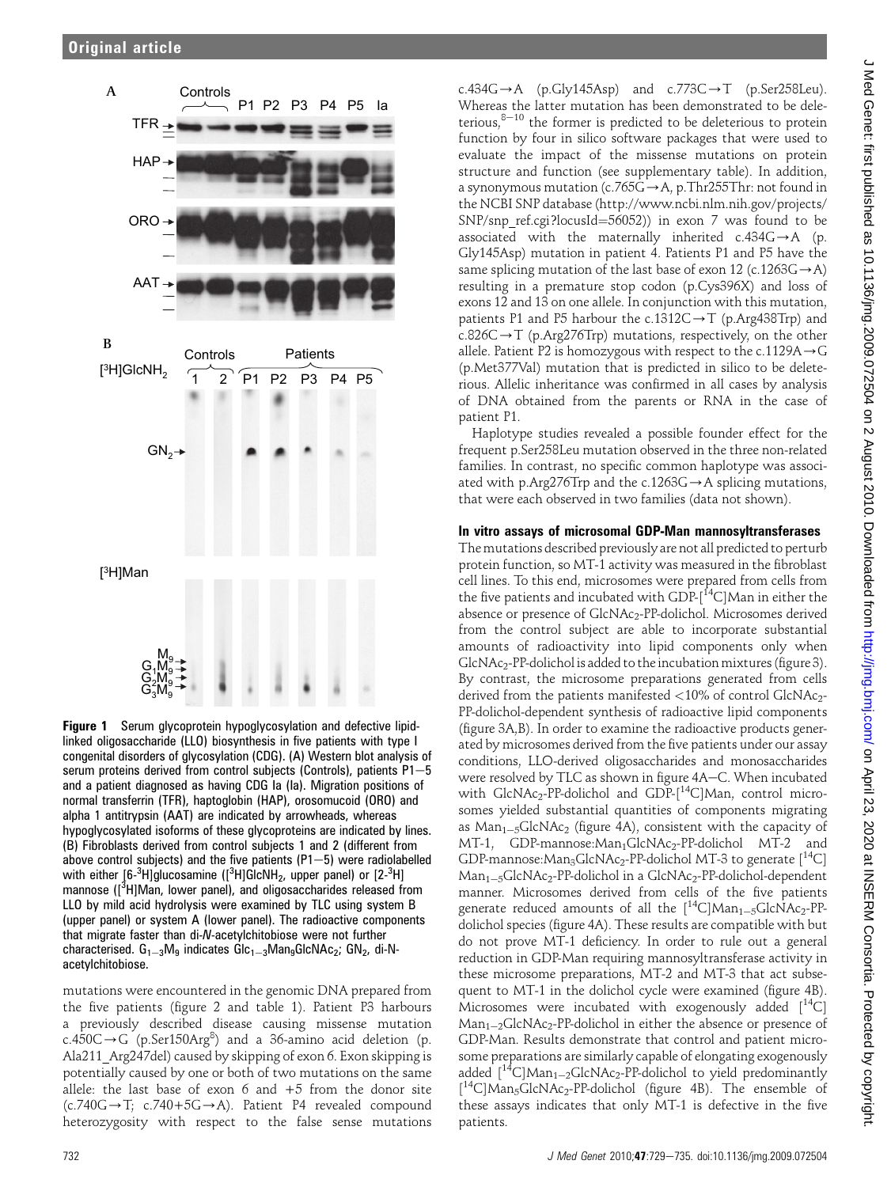**Figure 1** Serum glycoprotein hypoglycosylation and defective lipid-linked oligosaccharide (LLO) biosynthesis in five patients with type I congenital disorders of glycosylation (CDG). (A) Western blot analysis of serum proteins derived from control subjects (Controls), patients P1–5 and a patient diagnosed as having CDG Ia (Ia). Migration positions of normal transferrin (TFR), haptoglobin (HAP), orosomucoid (ORO) and alpha 1 antitrypsin (AAT) are indicated by arrowheads, whereas hypoglycosylated isoforms of these glycoproteins are indicated by lines. (B) Fibroblasts derived from control subjects 1 and 2 (different from above control subjects) and the five patients (P1–5) were radiolabelled with either [6-$^{3}$H]glucosamine ([$^{3}$H]GlcNH$_2$, upper panel) or [2-$^{3}$H] mannose ([$^{3}$H]Man, lower panel), and oligosaccharides released from LLO by mild acid hydrolysis were examined by TLC using system B (upper panel) or system A (lower panel). The radioactive components that migrate faster than di-*N*-acetylchitobiose were not further characterised. G$_{1-3}$M$_9$ indicates Glc$_{1-3}$Man$_9$GlcNAc$_2$; GN$_2$, di-N-acetylchitobiose.

mutations were encountered in the genomic DNA prepared from the five patients (figure 2 and table 1). Patient P3 harbours a previously described disease causing missense mutation c.450C→G (p.Ser150Arg[8]) and a 36-amino acid deletion (p. Ala211_Arg247del) caused by skipping of exon 6. Exon skipping is potentially caused by one or both of two mutations on the same allele: the last base of exon 6 and +5 from the donor site (c.740G→T; c.740+5G→A). Patient P4 revealed compound heterozygosity with respect to the false sense mutations c.434G→A (p.Gly145Asp) and c.773C→T (p.Ser258Leu). Whereas the latter mutation has been demonstrated to be deleterious,[8–10] the former is predicted to be deleterious to protein function by four in silico software packages that were used to evaluate the impact of the missense mutations on protein structure and function (see supplementary table). In addition, a synonymous mutation (c.765G→A, p.Thr255Thr: not found in the NCBI SNP database (http://www.ncbi.nlm.nih.gov/projects/SNP/snp_ref.cgi?locusId=56052)) in exon 7 was found to be associated with the maternally inherited c.434G→A (p. Gly145Asp) mutation in patient 4. Patients P1 and P5 have the same splicing mutation of the last base of exon 12 (c.1263G→A) resulting in a premature stop codon (p.Cys396X) and loss of exons 12 and 13 on one allele. In conjunction with this mutation, patients P1 and P5 harbour the c.1312C→T (p.Arg438Trp) and c.826C→T (p.Arg276Trp) mutations, respectively, on the other allele. Patient P2 is homozygous with respect to the c.1129A→G (p.Met377Val) mutation that is predicted in silico to be deleterious. Allelic inheritance was confirmed in all cases by analysis of DNA obtained from the parents or RNA in the case of patient P1.

Haplotype studies revealed a possible founder effect for the frequent p.Ser258Leu mutation observed in the three non-related families. In contrast, no specific common haplotype was associated with p.Arg276Trp and the c.1263G→A splicing mutations, that were each observed in two families (data not shown).

### In vitro assays of microsomal GDP-Man mannosyltransferases

The mutations described previously are not all predicted to perturb protein function, so MT-1 activity was measured in the fibroblast cell lines. To this end, microsomes were prepared from cells from the five patients and incubated with GDP-[$^{14}$C]Man in either the absence or presence of GlcNAc$_2$-PP-dolichol. Microsomes derived from the control subject are able to incorporate substantial amounts of radioactivity into lipid components only when GlcNAc$_2$-PP-dolichol is added to the incubation mixtures (figure 3). By contrast, the microsome preparations generated from cells derived from the patients manifested <10% of control GlcNAc$_2$-PP-dolichol-dependent synthesis of radioactive lipid components (figure 3A,B). In order to examine the radioactive products generated by microsomes derived from the five patients under our assay conditions, LLO-derived oligosaccharides and monosaccharides were resolved by TLC as shown in figure 4A–C. When incubated with GlcNAc$_2$-PP-dolichol and GDP-[$^{14}$C]Man, control microsomes yielded substantial quantities of components migrating as Man$_{1-5}$GlcNAc$_2$ (figure 4A), consistent with the capacity of MT-1, GDP-mannose:Man$_1$GlcNAc$_2$-PP-dolichol MT-2 and GDP-mannose:Man$_3$GlcNAc$_2$-PP-dolichol MT-3 to generate [$^{14}$C] Man$_{1-5}$GlcNAc$_2$-PP-dolichol in a GlcNAc$_2$-PP-dolichol-dependent manner. Microsomes derived from cells of the five patients generate reduced amounts of all the [$^{14}$C]Man$_{1-5}$GlcNAc$_2$-PP-dolichol species (figure 4A). These results are compatible with but do not prove MT-1 deficiency. In order to rule out a general reduction in GDP-Man requiring mannosyltransferase activity in these microsome preparations, MT-2 and MT-3 that act subsequent to MT-1 in the dolichol cycle were examined (figure 4B). Microsomes were incubated with exogenously added [$^{14}$C] Man$_{1-2}$GlcNAc$_2$-PP-dolichol in either the absence or presence of GDP-Man. Results demonstrate that control and patient microsome preparations are similarly capable of elongating exogenously added [$^{14}$C]Man$_{1-2}$GlcNAc$_2$-PP-dolichol to yield predominantly [$^{14}$C]Man$_5$GlcNAc$_2$-PP-dolichol (figure 4B). The ensemble of these assays indicates that only MT-1 is defective in the five patients.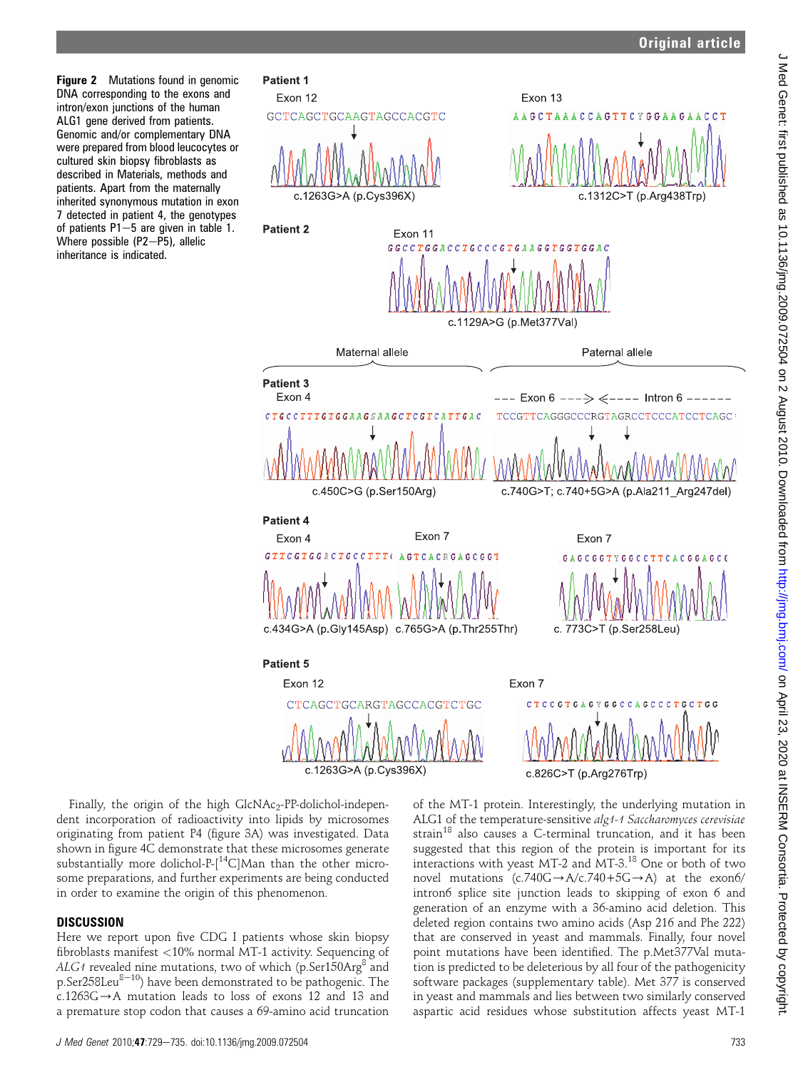**Figure 2** Mutations found in genomic DNA corresponding to the exons and intron/exon junctions of the human ALG1 gene derived from patients. Genomic and/or complementary DNA were prepared from blood leucocytes or cultured skin biopsy fibroblasts as described in Materials, methods and patients. Apart from the maternally inherited synonymous mutation in exon 7 detected in patient 4, the genotypes of patients P1–5 are given in table 1. Where possible (P2–P5), allelic inheritance is indicated.

Finally, the origin of the high $GlcNAc_2$-PP-dolichol-independent incorporation of radioactivity into lipids by microsomes originating from patient P4 (figure 3A) was investigated. Data shown in figure 4C demonstrate that these microsomes generate substantially more dolichol-P-[$^{14}$C]Man than the other microsome preparations, and further experiments are being conducted in order to examine the origin of this phenomenon.

## DISCUSSION

Here we report upon five CDG I patients whose skin biopsy fibroblasts manifest <10% normal MT-1 activity. Sequencing of *ALG1* revealed nine mutations, two of which (p.Ser150Arg[8] and p.Ser258Leu[8–10]) have been demonstrated to be pathogenic. The c.1263G→A mutation leads to loss of exons 12 and 13 and a premature stop codon that causes a 69-amino acid truncation of the MT-1 protein. Interestingly, the underlying mutation in ALG1 of the temperature-sensitive *alg1-1 Saccharomyces cerevisiae* strain[18] also causes a C-terminal truncation, and it has been suggested that this region of the protein is important for its interactions with yeast MT-2 and MT-3.[18] One or both of two novel mutations (c.740G→A/c.740+5G→A) at the exon6/intron6 splice site junction leads to skipping of exon 6 and generation of an enzyme with a 36-amino acid deletion. This deleted region contains two amino acids (Asp 216 and Phe 222) that are conserved in yeast and mammals. Finally, four novel point mutations have been identified. The p.Met377Val mutation is predicted to be deleterious by all four of the pathogenicity software packages (supplementary table). Met 377 is conserved in yeast and mammals and lies between two similarly conserved aspartic acid residues whose substitution affects yeast MT-1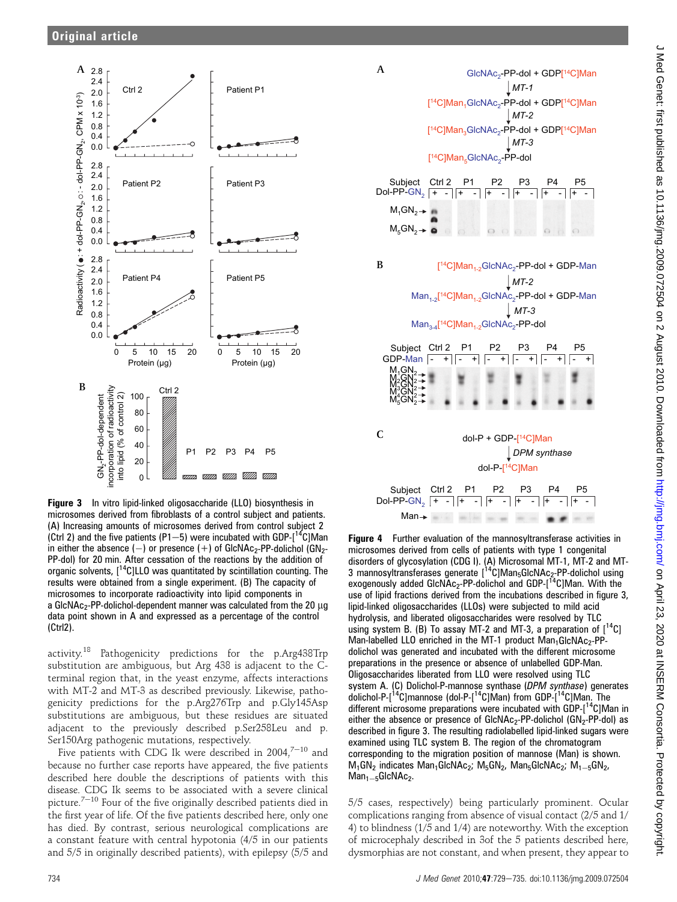**Figure 3** In vitro lipid-linked oligosaccharide (LLO) biosynthesis in microsomes derived from fibroblasts of a control subject and patients. (A) Increasing amounts of microsomes derived from control subject 2 (Ctrl 2) and the five patients (P1—5) were incubated with GDP-[$^{14}$C]Man in either the absence (−) or presence (+) of $GlcNAc_2$-PP-dolichol ($GN_2$-PP-dol) for 20 min. After cessation of the reactions by the addition of organic solvents, [$^{14}$C]LLO was quantitated by scintillation counting. The results were obtained from a single experiment. (B) The capacity of microsomes to incorporate radioactivity into lipid components in a $GlcNAc_2$-PP-dolichol-dependent manner was calculated from the 20 μg data point shown in A and expressed as a percentage of the control (Ctrl2).

activity.[18] Pathogenicity predictions for the p.Arg438Trp substitution are ambiguous, but Arg 438 is adjacent to the C-terminal region that, in the yeast enzyme, affects interactions with MT-2 and MT-3 as described previously. Likewise, pathogenicity predictions for the p.Arg276Trp and p.Gly145Asp substitutions are ambiguous, but these residues are situated adjacent to the previously described p.Ser258Leu and p.Ser150Arg pathogenic mutations, respectively.

Five patients with CDG Ik were described in 2004,[7–10] and because no further case reports have appeared, the five patients described here double the descriptions of patients with this disease. CDG Ik seems to be associated with a severe clinical picture.[7–10] Four of the five originally described patients died in the first year of life. Of the five patients described here, only one has died. By contrast, serious neurological complications are a constant feature with central hypotonia (4/5 in our patients and 5/5 in originally described patients), with epilepsy (5/5 and 5/5 cases, respectively) being particularly prominent. Ocular complications ranging from absence of visual contact (2/5 and 1/4) to blindness (1/5 and 1/4) are noteworthy. With the exception of microcephaly described in 3of the 5 patients described here, dysmorphias are not constant, and when present, they appear to

**Figure 4** Further evaluation of the mannosyltransferase activities in microsomes derived from cells of patients with type 1 congenital disorders of glycosylation (CDG I). (A) Microsomal MT-1, MT-2 and MT-3 mannosyltransferases generate [$^{14}$C]$Man_5GlcNAc_2$-PP-dolichol using exogenously added $GlcNAc_2$-PP-dolichol and GDP-[$^{14}$C]Man. With the use of lipid fractions derived from the incubations described in figure 3, lipid-linked oligosaccharides (LLOs) were subjected to mild acid hydrolysis, and liberated oligosaccharides were resolved by TLC using system B. (B) To assay MT-2 and MT-3, a preparation of [$^{14}$C] Man-labelled LLO enriched in the MT-1 product $Man_1GlcNAc_2$-PP-dolichol was generated and incubated with the different microsome preparations in the presence or absence of unlabelled GDP-Man. Oligosaccharides liberated from LLO were resolved using TLC system A. (C) Dolichol-P-mannose synthase (*DPM synthase*) generates dolichol-P-[$^{14}$C]mannose (dol-P-[$^{14}$C]Man) from GDP-[$^{14}$C]Man. The different microsome preparations were incubated with GDP-[$^{14}$C]Man in either the absence or presence of $GlcNAc_2$-PP-dolichol ($GN_2$-PP-dol) as described in figure 3. The resulting radiolabelled lipid-linked sugars were examined using TLC system B. The region of the chromatogram corresponding to the migration position of mannose (Man) is shown. $M_1GN_2$ indicates $Man_1GlcNAc_2$; $M_5GN_2$, $Man_5GlcNAc_2$; $M_{1-5}GN_2$, $Man_{1-5}GlcNAc_2$.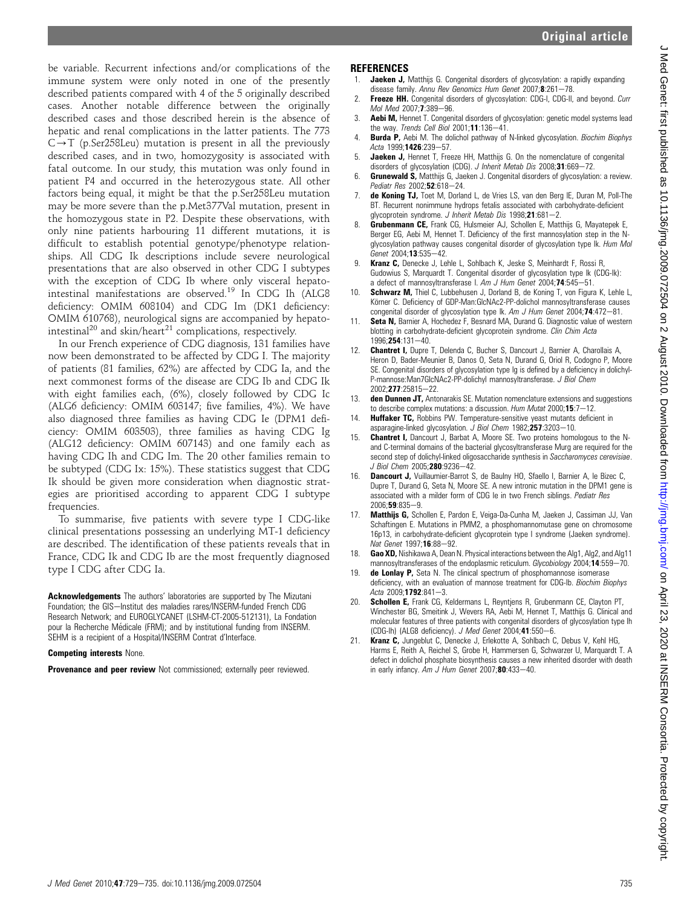be variable. Recurrent infections and/or complications of the immune system were only noted in one of the presently described patients compared with 4 of the 5 originally described cases. Another notable difference between the originally described cases and those described herein is the absence of hepatic and renal complications in the latter patients. The 773 C→T (p.Ser258Leu) mutation is present in all the previously described cases, and in two, homozygosity is associated with fatal outcome. In our study, this mutation was only found in patient P4 and occurred in the heterozygous state. All other factors being equal, it might be that the p.Ser258Leu mutation may be more severe than the p.Met377Val mutation, present in the homozygous state in P2. Despite these observations, with only nine patients harbouring 11 different mutations, it is difficult to establish potential genotype/phenotype relationships. All CDG Ik descriptions include severe neurological presentations that are also observed in other CDG I subtypes with the exception of CDG Ib where only visceral hepatointestinal manifestations are observed.[19] In CDG Ih (ALG8 deficiency: OMIM 608104) and CDG Im (DK1 deficiency: OMIM 610768), neurological signs are accompanied by hepatointestinal[20] and skin/heart[21] complications, respectively.

In our French experience of CDG diagnosis, 131 families have now been demonstrated to be affected by CDG I. The majority of patients (81 families, 62%) are affected by CDG Ia, and the next commonest forms of the disease are CDG Ib and CDG Ik with eight families each, (6%), closely followed by CDG Ic (ALG6 deficiency: OMIM 603147; five families, 4%). We have also diagnosed three families as having CDG Ie (DPM1 deficiency: OMIM 603503), three families as having CDG Ig (ALG12 deficiency: OMIM 607143) and one family each as having CDG Ih and CDG Im. The 20 other families remain to be subtyped (CDG Ix: 15%). These statistics suggest that CDG Ik should be given more consideration when diagnostic strategies are prioritised according to apparent CDG I subtype frequencies.

To summarise, five patients with severe type I CDG-like clinical presentations possessing an underlying MT-1 deficiency are described. The identification of these patients reveals that in France, CDG Ik and CDG Ib are the most frequently diagnosed type I CDG after CDG Ia.

**Acknowledgements** The authors' laboratories are supported by The Mizutani Foundation; the GIS—Institut des maladies rares/INSERM-funded French CDG Research Network; and EUROGLYCANET (LSHM-CT-2005-512131), La Fondation pour la Recherche Médicale (FRM); and by institutional funding from INSERM. SEHM is a recipient of a Hospital/INSERM Contrat d'Interface.

**Competing interests** None.

**Provenance and peer review** Not commissioned; externally peer reviewed.

## REFERENCES

1. **Jaeken J,** Matthijs G. Congenital disorders of glycosylation: a rapidly expanding disease family. *Annu Rev Genomics Hum Genet* 2007;**8**:261—78.
2. **Freeze HH.** Congenital disorders of glycosylation: CDG-I, CDG-II, and beyond. *Curr Mol Med* 2007;**7**:389—96.
3. **Aebi M,** Hennet T. Congenital disorders of glycosylation: genetic model systems lead the way. *Trends Cell Biol* 2001;**11**:136—41.
4. **Burda P,** Aebi M. The dolichol pathway of N-linked glycosylation. *Biochim Biophys Acta* 1999;**1426**:239—57.
5. **Jaeken J,** Hennet T, Freeze HH, Matthijs G. On the nomenclature of congenital disorders of glycosylation (CDG). *J Inherit Metab Dis* 2008;**31**:669—72.
6. **Grunewald S,** Matthijs G, Jaeken J. Congenital disorders of glycosylation: a review. *Pediatr Res* 2002;**52**:618—24.
7. **de Koning TJ,** Toet M, Dorland L, de Vries LS, van den Berg IE, Duran M, Poll-The BT. Recurrent nonimmune hydrops fetalis associated with carbohydrate-deficient glycoprotein syndrome. *J Inherit Metab Dis* 1998;**21**:681—2.
8. **Grubenmann CE,** Frank CG, Hulsmeier AJ, Schollen E, Matthijs G, Mayatepek E, Berger EG, Aebi M, Hennet T. Deficiency of the first mannosylation step in the N-glycosylation pathway causes congenital disorder of glycosylation type Ik. *Hum Mol Genet* 2004;**13**:535—42.
9. **Kranz C,** Denecke J, Lehle L, Sohlbach K, Jeske S, Meinhardt F, Rossi R, Gudowius S, Marquardt T. Congenital disorder of glycosylation type Ik (CDG-Ik): a defect of mannosyltransferase I. *Am J Hum Genet* 2004;**74**:545—51.
10. **Schwarz M,** Thiel C, Lubbehusen J, Dorland B, de Koning T, von Figura K, Lehle L, Körner C. Deficiency of GDP-Man:GlcNAc2-PP-dolichol mannosyltransferase causes congenital disorder of glycosylation type Ik. *Am J Hum Genet* 2004;**74**:472—81.
11. **Seta N,** Barnier A, Hochedez F, Besnard MA, Durand G. Diagnostic value of western blotting in carbohydrate-deficient glycoprotein syndrome. *Clin Chim Acta* 1996;**254**:131—40.
12. **Chantret I,** Dupre T, Delenda C, Bucher S, Dancourt J, Barnier A, Charollais A, Heron D, Bader-Meunier B, Danos O, Seta N, Durand G, Oriol R, Codogno P, Moore SE. Congenital disorders of glycosylation type Ig is defined by a deficiency in dolichyl-P-mannose:Man7GlcNAc2-PP-dolichyl mannosyltransferase. *J Biol Chem* 2002;**277**:25815—22.
13. **den Dunnen JT,** Antonarakis SE. Mutation nomenclature extensions and suggestions to describe complex mutations: a discussion. *Hum Mutat* 2000;**15**:7—12.
14. **Huffaker TC,** Robbins PW. Temperature-sensitive yeast mutants deficient in asparagine-linked glycosylation. *J Biol Chem* 1982;**257**:3203—10.
15. **Chantret I,** Dancourt J, Barbat A, Moore SE. Two proteins homologous to the N- and C-terminal domains of the bacterial glycosyltransferase Murg are required for the second step of dolichyl-linked oligosaccharide synthesis in *Saccharomyces cerevisiae*. *J Biol Chem* 2005;**280**:9236—42.
16. **Dancourt J,** Vuillaumier-Barrot S, de Baulny HO, Sfaello I, Barnier A, le Bizec C, Dupre T, Durand G, Seta N, Moore SE. A new intronic mutation in the DPM1 gene is associated with a milder form of CDG Ie in two French siblings. *Pediatr Res* 2006;**59**:835—9.
17. **Matthijs G,** Schollen E, Pardon E, Veiga-Da-Cunha M, Jaeken J, Cassiman JJ, Van Schaftingen E. Mutations in PMM2, a phosphomannomutase gene on chromosome 16p13, in carbohydrate-deficient glycoprotein type I syndrome (Jaeken syndrome). *Nat Genet* 1997;**16**:88—92.
18. **Gao XD,** Nishikawa A, Dean N. Physical interactions between the Alg1, Alg2, and Alg11 mannosyltransferases of the endoplasmic reticulum. *Glycobiology* 2004;**14**:559—70.
19. **de Lonlay P,** Seta N. The clinical spectrum of phosphomannose isomerase deficiency, with an evaluation of mannose treatment for CDG-Ib. *Biochim Biophys Acta* 2009;**1792**:841—3.
20. **Schollen E,** Frank CG, Keldermans L, Reyntjens R, Grubenmann CE, Clayton PT, Winchester BG, Smeitink J, Wevers RA, Aebi M, Hennet T, Matthijs G. Clinical and molecular features of three patients with congenital disorders of glycosylation type Ih (CDG-Ih) (ALG8 deficiency). *J Med Genet* 2004;**41**:550—6.
21. **Kranz C,** Jungeblut C, Denecke J, Erlekotte A, Sohlbach C, Debus V, Kehl HG, Harms E, Reith A, Reichel S, Grobe H, Hammersen G, Schwarzer U, Marquardt T. A defect in dolichol phosphate biosynthesis causes a new inherited disorder with death in early infancy. *Am J Hum Genet* 2007;**80**:433—40.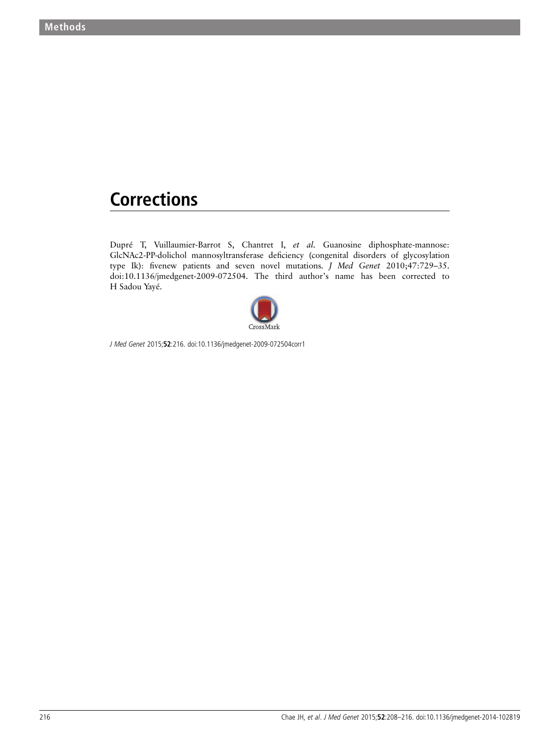# Corrections

Dupré T, Vuillaumier-Barrot S, Chantret I, *et al*. Guanosine diphosphate-mannose: GlcNAc2-PP-dolichol mannosyltransferase deficiency (congenital disorders of glycosylation type Ik): fivenew patients and seven novel mutations. *J Med Genet* 2010;47:729–35. doi:10.1136/jmedgenet-2009-072504. The third author's name has been corrected to H Sadou Yayé.

*J Med Genet* 2015;**52**:216. doi:10.1136/jmedgenet-2009-072504corr1